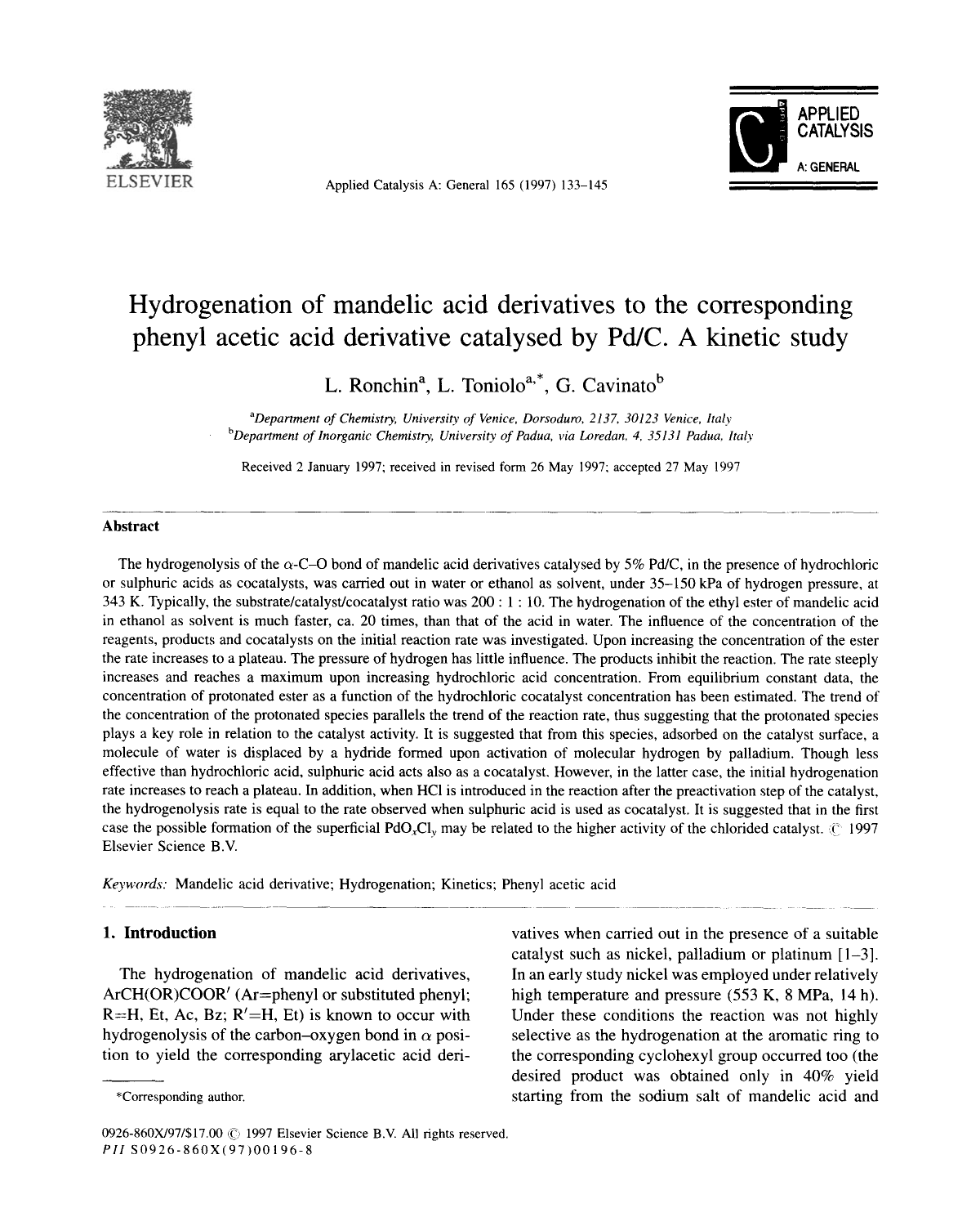# Hydrogenation of mandelic acid derivatives to the corresponding phenyl acetic acid derivative catalysed by Pd/C. A kinetic study

L. Ronchin[a], L. Toniolo[a,*], G. Cavinato[b]

[a]Department of Chemistry, University of Venice, Dorsoduro, 2137, 30123 Venice, Italy
[b]Department of Inorganic Chemistry, University of Padua, via Loredan, 4, 35131 Padua, Italy

Received 2 January 1997; received in revised form 26 May 1997; accepted 27 May 1997

## Abstract

The hydrogenolysis of the α-C–O bond of mandelic acid derivatives catalysed by 5% Pd/C, in the presence of hydrochloric or sulphuric acids as cocatalysts, was carried out in water or ethanol as solvent, under 35–150 kPa of hydrogen pressure, at 343 K. Typically, the substrate/catalyst/cocatalyst ratio was 200 : 1 : 10. The hydrogenation of the ethyl ester of mandelic acid in ethanol as solvent is much faster, ca. 20 times, than that of the acid in water. The influence of the concentration of the reagents, products and cocatalysts on the initial reaction rate was investigated. Upon increasing the concentration of the ester the rate increases to a plateau. The pressure of hydrogen has little influence. The products inhibit the reaction. The rate steeply increases and reaches a maximum upon increasing hydrochloric acid concentration. From equilibrium constant data, the concentration of protonated ester as a function of the hydrochloric cocatalyst concentration has been estimated. The trend of the concentration of the protonated species parallels the trend of the reaction rate, thus suggesting that the protonated species plays a key role in relation to the catalyst activity. It is suggested that from this species, adsorbed on the catalyst surface, a molecule of water is displaced by a hydride formed upon activation of molecular hydrogen by palladium. Though less effective than hydrochloric acid, sulphuric acid acts also as a cocatalyst. However, in the latter case, the initial hydrogenation rate increases to reach a plateau. In addition, when HCl is introduced in the reaction after the preactivation step of the catalyst, the hydrogenolysis rate is equal to the rate observed when sulphuric acid is used as cocatalyst. It is suggested that in the first case the possible formation of the superficial $PdO_xCl_y$ may be related to the higher activity of the chlorided catalyst. © 1997 Elsevier Science B.V.

*Keywords:* Mandelic acid derivative; Hydrogenation; Kinetics; Phenyl acetic acid

## 1. Introduction

The hydrogenation of mandelic acid derivatives, ArCH(OR)COOR′ (Ar=phenyl or substituted phenyl; R=H, Et, Ac, Bz; R′=H, Et) is known to occur with hydrogenolysis of the carbon–oxygen bond in α position to yield the corresponding arylacetic acid derivatives when carried out in the presence of a suitable catalyst such as nickel, palladium or platinum [1–3]. In an early study nickel was employed under relatively high temperature and pressure (553 K, 8 MPa, 14 h). Under these conditions the reaction was not highly selective as the hydrogenation at the aromatic ring to the corresponding cyclohexyl group occurred too (the desired product was obtained only in 40% yield starting from the sodium salt of mandelic acid and

*Corresponding author.

0926-860X/97/$17.00 © 1997 Elsevier Science B.V. All rights reserved.
PII S0926-860X(97)00196-8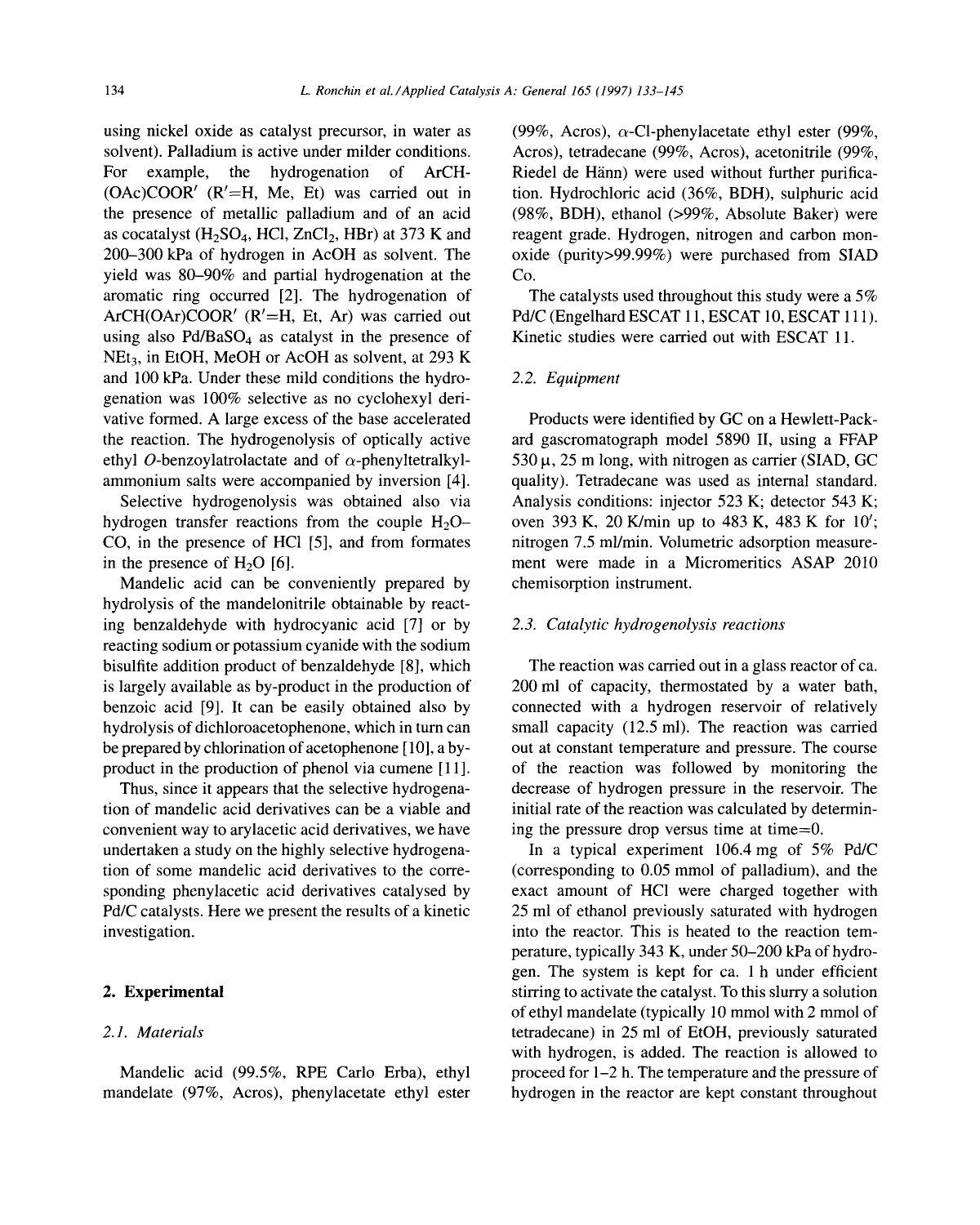using nickel oxide as catalyst precursor, in water as solvent). Palladium is active under milder conditions. For example, the hydrogenation of ArCH(OAc)COOR′ (R′=H, Me, Et) was carried out in the presence of metallic palladium and of an acid as cocatalyst ($H_2SO_4$, HCl, $ZnCl_2$, HBr) at 373 K and 200–300 kPa of hydrogen in AcOH as solvent. The yield was 80–90% and partial hydrogenation at the aromatic ring occurred [2]. The hydrogenation of ArCH(OAr)COOR′ (R′=H, Et, Ar) was carried out using also $Pd/BaSO_4$ as catalyst in the presence of $NEt_3$, in EtOH, MeOH or AcOH as solvent, at 293 K and 100 kPa. Under these mild conditions the hydrogenation was 100% selective as no cyclohexyl derivative formed. A large excess of the base accelerated the reaction. The hydrogenolysis of optically active ethyl *O*-benzoylatrolactate and of α-phenyltetralkylammonium salts were accompanied by inversion [4].

Selective hydrogenolysis was obtained also via hydrogen transfer reactions from the couple $H_2O$–CO, in the presence of HCl [5], and from formates in the presence of $H_2O$ [6].

Mandelic acid can be conveniently prepared by hydrolysis of the mandelonitrile obtainable by reacting benzaldehyde with hydrocyanic acid [7] or by reacting sodium or potassium cyanide with the sodium bisulfite addition product of benzaldehyde [8], which is largely available as by-product in the production of benzoic acid [9]. It can be easily obtained also by hydrolysis of dichloroacetophenone, which in turn can be prepared by chlorination of acetophenone [10], a by-product in the production of phenol via cumene [11].

Thus, since it appears that the selective hydrogenation of mandelic acid derivatives can be a viable and convenient way to arylacetic acid derivatives, we have undertaken a study on the highly selective hydrogenation of some mandelic acid derivatives to the corresponding phenylacetic acid derivatives catalysed by Pd/C catalysts. Here we present the results of a kinetic investigation.

## 2. Experimental

### 2.1. Materials

Mandelic acid (99.5%, RPE Carlo Erba), ethyl mandelate (97%, Acros), phenylacetate ethyl ester (99%, Acros), α-Cl-phenylacetate ethyl ester (99%, Acros), tetradecane (99%, Acros), acetonitrile (99%, Riedel de Hänn) were used without further purification. Hydrochloric acid (36%, BDH), sulphuric acid (98%, BDH), ethanol (>99%, Absolute Baker) were reagent grade. Hydrogen, nitrogen and carbon monoxide (purity>99.99%) were purchased from SIAD Co.

The catalysts used throughout this study were a 5% Pd/C (Engelhard ESCAT 11, ESCAT 10, ESCAT 111). Kinetic studies were carried out with ESCAT 11.

### 2.2. Equipment

Products were identified by GC on a Hewlett-Packard gascromatograph model 5890 II, using a FFAP 530 μ, 25 m long, with nitrogen as carrier (SIAD, GC quality). Tetradecane was used as internal standard. Analysis conditions: injector 523 K; detector 543 K; oven 393 K, 20 K/min up to 483 K, 483 K for 10′; nitrogen 7.5 ml/min. Volumetric adsorption measurement were made in a Micromeritics ASAP 2010 chemisorption instrument.

### 2.3. Catalytic hydrogenolysis reactions

The reaction was carried out in a glass reactor of ca. 200 ml of capacity, thermostated by a water bath, connected with a hydrogen reservoir of relatively small capacity (12.5 ml). The reaction was carried out at constant temperature and pressure. The course of the reaction was followed by monitoring the decrease of hydrogen pressure in the reservoir. The initial rate of the reaction was calculated by determining the pressure drop versus time at time=0.

In a typical experiment 106.4 mg of 5% Pd/C (corresponding to 0.05 mmol of palladium), and the exact amount of HCl were charged together with 25 ml of ethanol previously saturated with hydrogen into the reactor. This is heated to the reaction temperature, typically 343 K, under 50–200 kPa of hydrogen. The system is kept for ca. 1 h under efficient stirring to activate the catalyst. To this slurry a solution of ethyl mandelate (typically 10 mmol with 2 mmol of tetradecane) in 25 ml of EtOH, previously saturated with hydrogen, is added. The reaction is allowed to proceed for 1–2 h. The temperature and the pressure of hydrogen in the reactor are kept constant throughout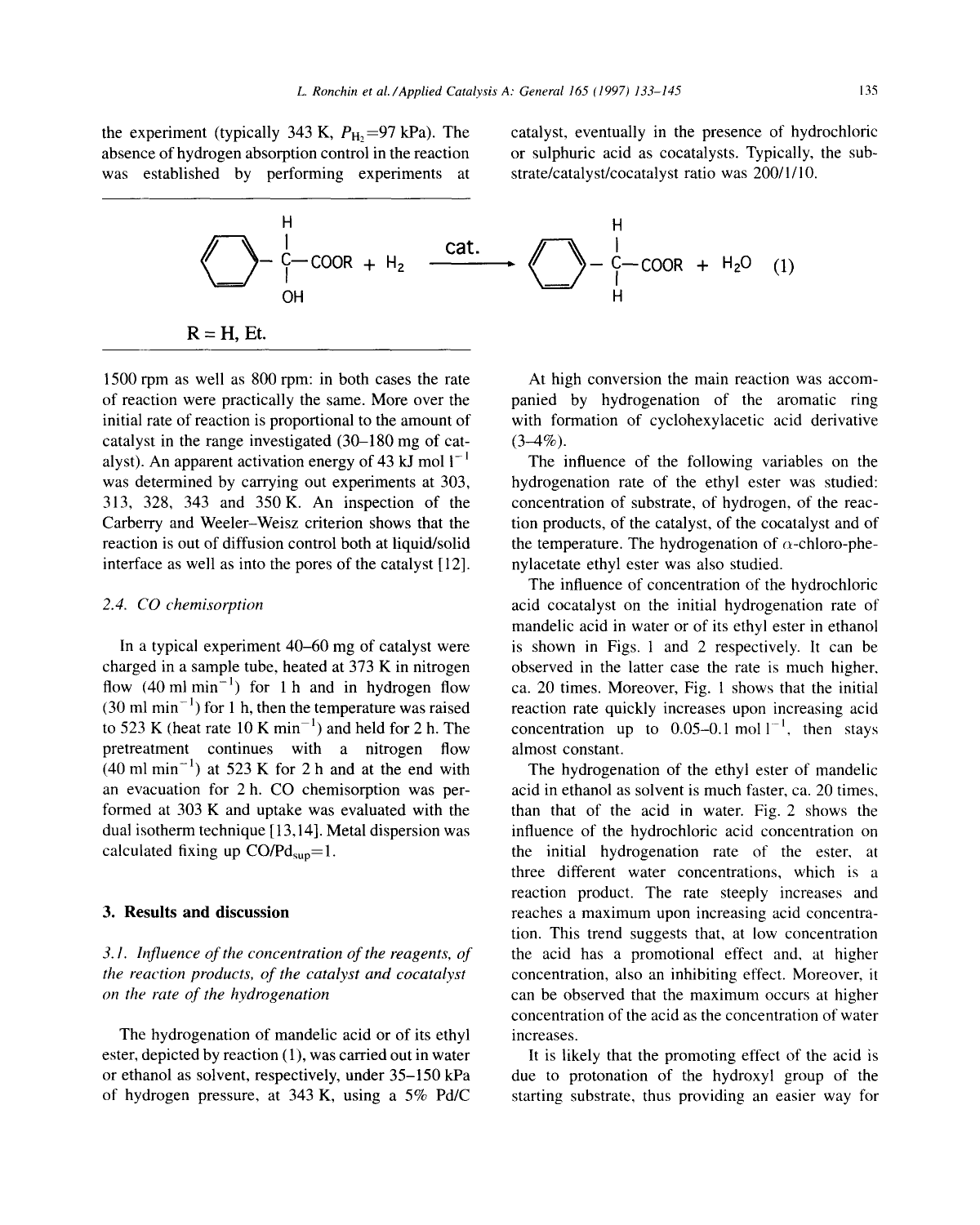the experiment (typically 343 K, $P_{H_2}$=97 kPa). The absence of hydrogen absorption control in the reaction was established by performing experiments at 1500 rpm as well as 800 rpm: in both cases the rate of reaction were practically the same. More over the initial rate of reaction is proportional to the amount of catalyst in the range investigated (30–180 mg of catalyst). An apparent activation energy of 43 kJ mol $l^{-1}$ was determined by carrying out experiments at 303, 313, 328, 343 and 350 K. An inspection of the Carberry and Weeler–Weisz criterion shows that the reaction is out of diffusion control both at liquid/solid interface as well as into the pores of the catalyst [12].

### 2.4. CO chemisorption

In a typical experiment 40–60 mg of catalyst were charged in a sample tube, heated at 373 K in nitrogen flow (40 ml $min^{-1}$) for 1 h and in hydrogen flow (30 ml $min^{-1}$) for 1 h, then the temperature was raised to 523 K (heat rate 10 K $min^{-1}$) and held for 2 h. The pretreatment continues with a nitrogen flow (40 ml $min^{-1}$) at 523 K for 2 h and at the end with an evacuation for 2 h. CO chemisorption was performed at 303 K and uptake was evaluated with the dual isotherm technique [13,14]. Metal dispersion was calculated fixing up $CO/Pd_{sup}$=1.

## 3. Results and discussion

### 3.1. Influence of the concentration of the reagents, of the reaction products, of the catalyst and cocatalyst on the rate of the hydrogenation

The hydrogenation of mandelic acid or of its ethyl ester, depicted by reaction (1), was carried out in water or ethanol as solvent, respectively, under 35–150 kPa of hydrogen pressure, at 343 K, using a 5% Pd/C catalyst, eventually in the presence of hydrochloric or sulphuric acid as cocatalysts. Typically, the substrate/catalyst/cocatalyst ratio was 200/1/10.

$$C_6H_5\text{-}CH(OH)\text{-}COOR + H_2 \xrightarrow{\text{cat.}} C_6H_5\text{-}CH_2\text{-}COOR + H_2O \quad (1)$$

R = H, Et.

At high conversion the main reaction was accompanied by hydrogenation of the aromatic ring with formation of cyclohexylacetic acid derivative (3–4%).

The influence of the following variables on the hydrogenation rate of the ethyl ester was studied: concentration of substrate, of hydrogen, of the reaction products, of the catalyst, of the cocatalyst and of the temperature. The hydrogenation of $\alpha$-chloro-phenylacetate ethyl ester was also studied.

The influence of concentration of the hydrochloric acid cocatalyst on the initial hydrogenation rate of mandelic acid in water or of its ethyl ester in ethanol is shown in Figs. 1 and 2 respectively. It can be observed that in the latter case the rate is much higher, ca. 20 times. Moreover, Fig. 1 shows that the initial reaction rate quickly increases upon increasing acid concentration up to 0.05–0.1 mol $l^{-1}$, then stays almost constant.

The hydrogenation of the ethyl ester of mandelic acid in ethanol as solvent is much faster, ca. 20 times, than that of the acid in water. Fig. 2 shows the influence of the hydrochloric acid concentration on the initial hydrogenation rate of the ester, at three different water concentrations, which is a reaction product. The rate steeply increases and reaches a maximum upon increasing acid concentration. This trend suggests that, at low concentration the acid has a promotional effect and, at higher concentration, also an inhibiting effect. Moreover, it can be observed that the maximum occurs at higher concentration of the acid as the concentration of water increases.

It is likely that the promoting effect of the acid is due to protonation of the hydroxyl group of the starting substrate, thus providing an easier way for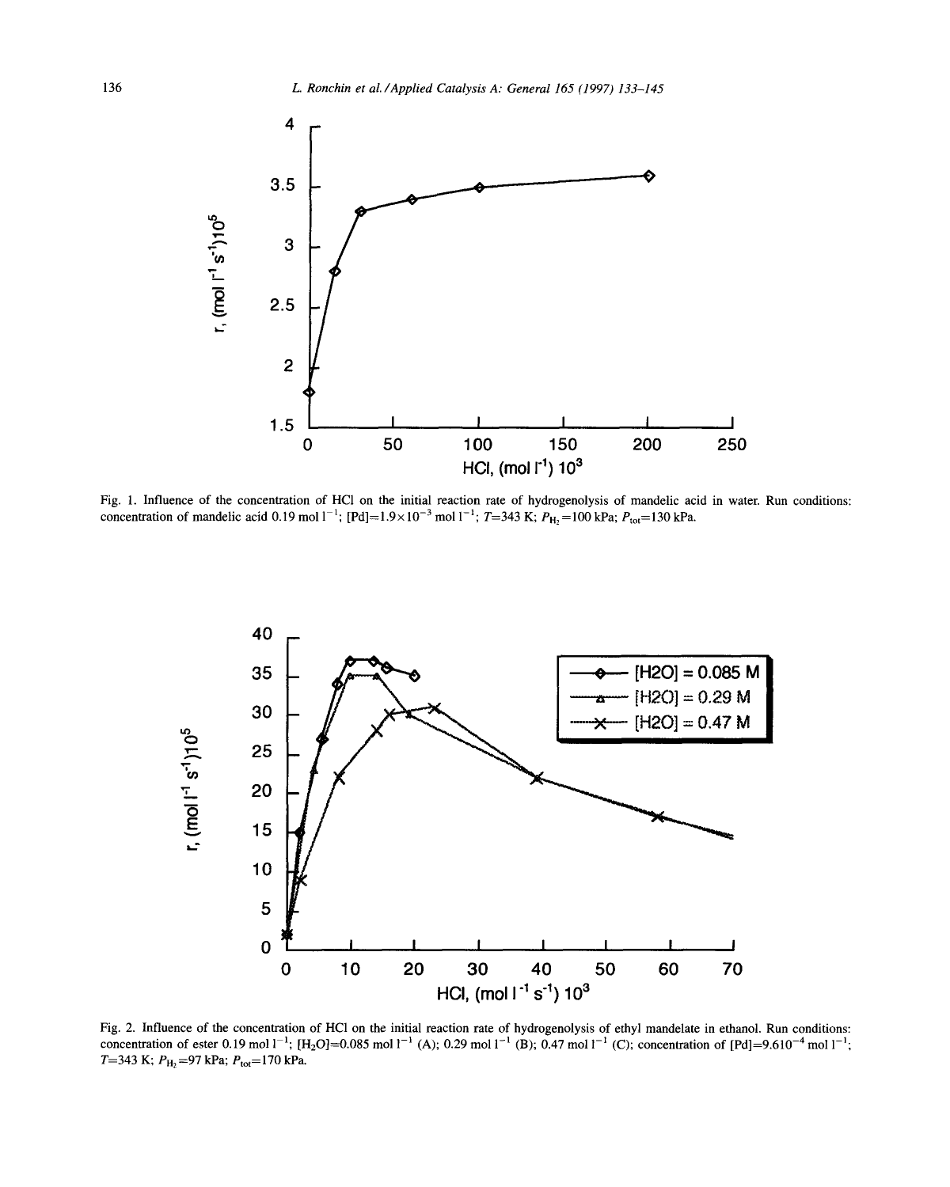Fig. 1. Influence of the concentration of HCl on the initial reaction rate of hydrogenolysis of mandelic acid in water. Run conditions: concentration of mandelic acid 0.19 mol $l^{-1}$; [Pd]=$1.9\times10^{-3}$ mol $l^{-1}$; $T$=343 K; $P_{H_2}$=100 kPa; $P_{tot}$=130 kPa.

Fig. 2. Influence of the concentration of HCl on the initial reaction rate of hydrogenolysis of ethyl mandelate in ethanol. Run conditions: concentration of ester 0.19 mol $l^{-1}$; [$H_2O$]=0.085 mol $l^{-1}$ (A); 0.29 mol $l^{-1}$ (B); 0.47 mol $l^{-1}$ (C); concentration of [Pd]=9.610$^{-4}$ mol $l^{-1}$; $T$=343 K; $P_{H_2}$=97 kPa; $P_{tot}$=170 kPa.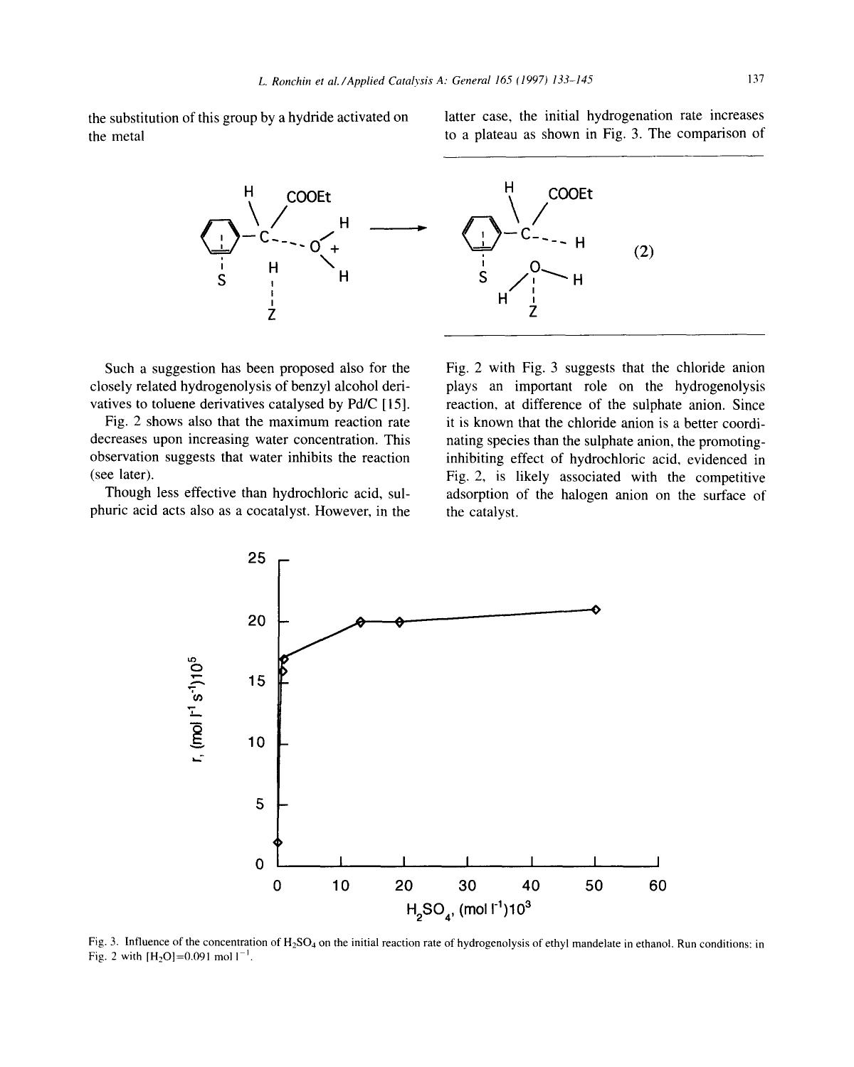the substitution of this group by a hydride activated on the metal

(2)

Such a suggestion has been proposed also for the closely related hydrogenolysis of benzyl alcohol derivatives to toluene derivatives catalysed by Pd/C [15].

Fig. 2 shows also that the maximum reaction rate decreases upon increasing water concentration. This observation suggests that water inhibits the reaction (see later).

Though less effective than hydrochloric acid, sulphuric acid acts also as a cocatalyst. However, in the latter case, the initial hydrogenation rate increases to a plateau as shown in Fig. 3. The comparison of Fig. 2 with Fig. 3 suggests that the chloride anion plays an important role on the hydrogenolysis reaction, at difference of the sulphate anion. Since it is known that the chloride anion is a better coordinating species than the sulphate anion, the promoting-inhibiting effect of hydrochloric acid, evidenced in Fig. 2, is likely associated with the competitive adsorption of the halogen anion on the surface of the catalyst.

Fig. 3. Influence of the concentration of $H_2SO_4$ on the initial reaction rate of hydrogenolysis of ethyl mandelate in ethanol. Run conditions: in Fig. 2 with $[H_2O]=0.091$ mol $l^{-1}$.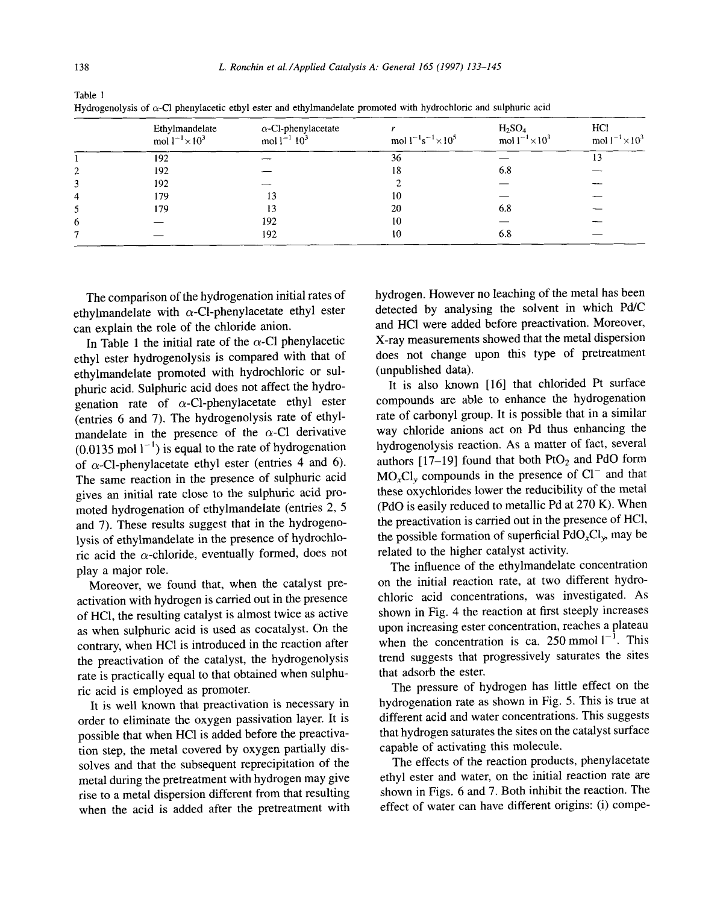Table 1

Hydrogenolysis of α-Cl phenylacetic ethyl ester and ethylmandelate promoted with hydrochloric and sulphuric acid

| | Ethylmandelate $mol\ l^{-1} \times 10^3$ | α-Cl-phenylacetate $mol\ l^{-1}\ 10^3$ | $r$ $mol\ l^{-1} s^{-1} \times 10^5$ | $H_2SO_4$ $mol\ l^{-1} \times 10^3$ | HCl $mol\ l^{-1} \times 10^3$ |
|---|---|---|---|---|---|
| 1 | 192 | — | 36 | — | 13 |
| 2 | 192 | — | 18 | 6.8 | — |
| 3 | 192 | — | 2 | — | — |
| 4 | 179 | 13 | 10 | — | — |
| 5 | 179 | 13 | 20 | 6.8 | — |
| 6 | — | 192 | 10 | — | — |
| 7 | — | 192 | 10 | 6.8 | — |

The comparison of the hydrogenation initial rates of ethylmandelate with α-Cl-phenylacetate ethyl ester can explain the role of the chloride anion.

In Table 1 the initial rate of the α-Cl phenylacetic ethyl ester hydrogenolysis is compared with that of ethylmandelate promoted with hydrochloric or sulphuric acid. Sulphuric acid does not affect the hydrogenation rate of α-Cl-phenylacetate ethyl ester (entries 6 and 7). The hydrogenolysis rate of ethylmandelate in the presence of the α-Cl derivative ($0.0135\ mol\ l^{-1}$) is equal to the rate of hydrogenation of α-Cl-phenylacetate ethyl ester (entries 4 and 6). The same reaction in the presence of sulphuric acid gives an initial rate close to the sulphuric acid promoted hydrogenation of ethylmandelate (entries 2, 5 and 7). These results suggest that in the hydrogenolysis of ethylmandelate in the presence of hydrochloric acid the α-chloride, eventually formed, does not play a major role.

Moreover, we found that, when the catalyst preactivation with hydrogen is carried out in the presence of HCl, the resulting catalyst is almost twice as active as when sulphuric acid is used as cocatalyst. On the contrary, when HCl is introduced in the reaction after the preactivation of the catalyst, the hydrogenolysis rate is practically equal to that obtained when sulphuric acid is employed as promoter.

It is well known that preactivation is necessary in order to eliminate the oxygen passivation layer. It is possible that when HCl is added before the preactivation step, the metal covered by oxygen partially dissolves and that the subsequent reprecipitation of the metal during the pretreatment with hydrogen may give rise to a metal dispersion different from that resulting when the acid is added after the pretreatment with hydrogen. However no leaching of the metal has been detected by analysing the solvent in which Pd/C and HCl were added before preactivation. Moreover, X-ray measurements showed that the metal dispersion does not change upon this type of pretreatment (unpublished data).

It is also known [16] that chlorided Pt surface compounds are able to enhance the hydrogenation rate of carbonyl group. It is possible that in a similar way chloride anions act on Pd thus enhancing the hydrogenolysis reaction. As a matter of fact, several authors [17–19] found that both $PtO_2$ and PdO form $MO_xCl_y$ compounds in the presence of $Cl^-$ and that these oxychlorides lower the reducibility of the metal (PdO is easily reduced to metallic Pd at 270 K). When the preactivation is carried out in the presence of HCl, the possible formation of superficial $PdO_xCl_y$ may be related to the higher catalyst activity.

The influence of the ethylmandelate concentration on the initial reaction rate, at two different hydrochloric acid concentrations, was investigated. As shown in Fig. 4 the reaction at first steeply increases upon increasing ester concentration, reaches a plateau when the concentration is ca. $250\ mmol\ l^{-1}$. This trend suggests that progressively saturates the sites that adsorb the ester.

The pressure of hydrogen has little effect on the hydrogenation rate as shown in Fig. 5. This is true at different acid and water concentrations. This suggests that hydrogen saturates the sites on the catalyst surface capable of activating this molecule.

The effects of the reaction products, phenylacetate ethyl ester and water, on the initial reaction rate are shown in Figs. 6 and 7. Both inhibit the reaction. The effect of water can have different origins: (i) compe-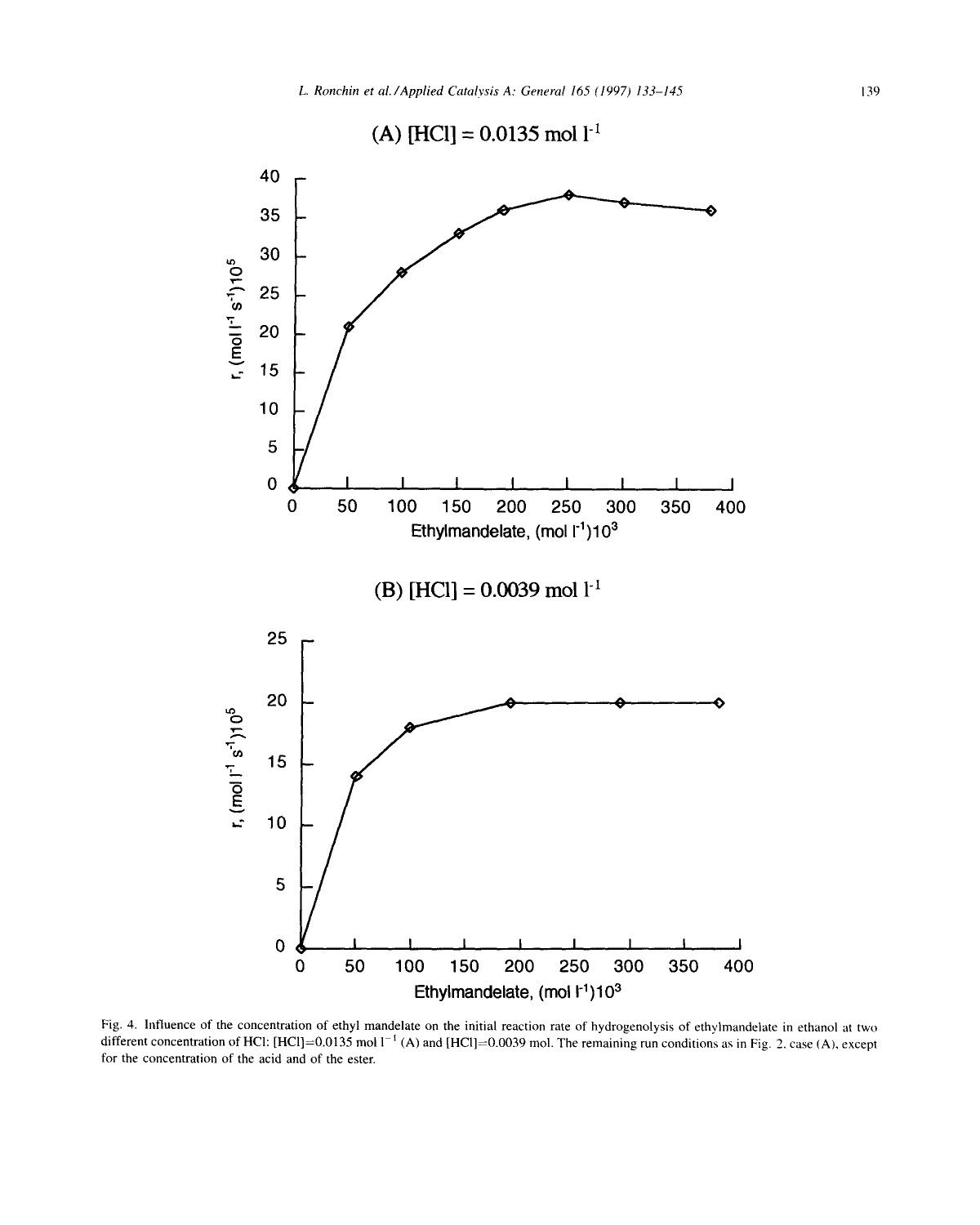(A) [HCl] = 0.0135 mol $l^{-1}$

(B) [HCl] = 0.0039 mol $l^{-1}$

Fig. 4. Influence of the concentration of ethyl mandelate on the initial reaction rate of hydrogenolysis of ethylmandelate in ethanol at two different concentration of HCl: [HCl]=0.0135 mol $l^{-1}$ (A) and [HCl]=0.0039 mol. The remaining run conditions as in Fig. 2, case (A), except for the concentration of the acid and of the ester.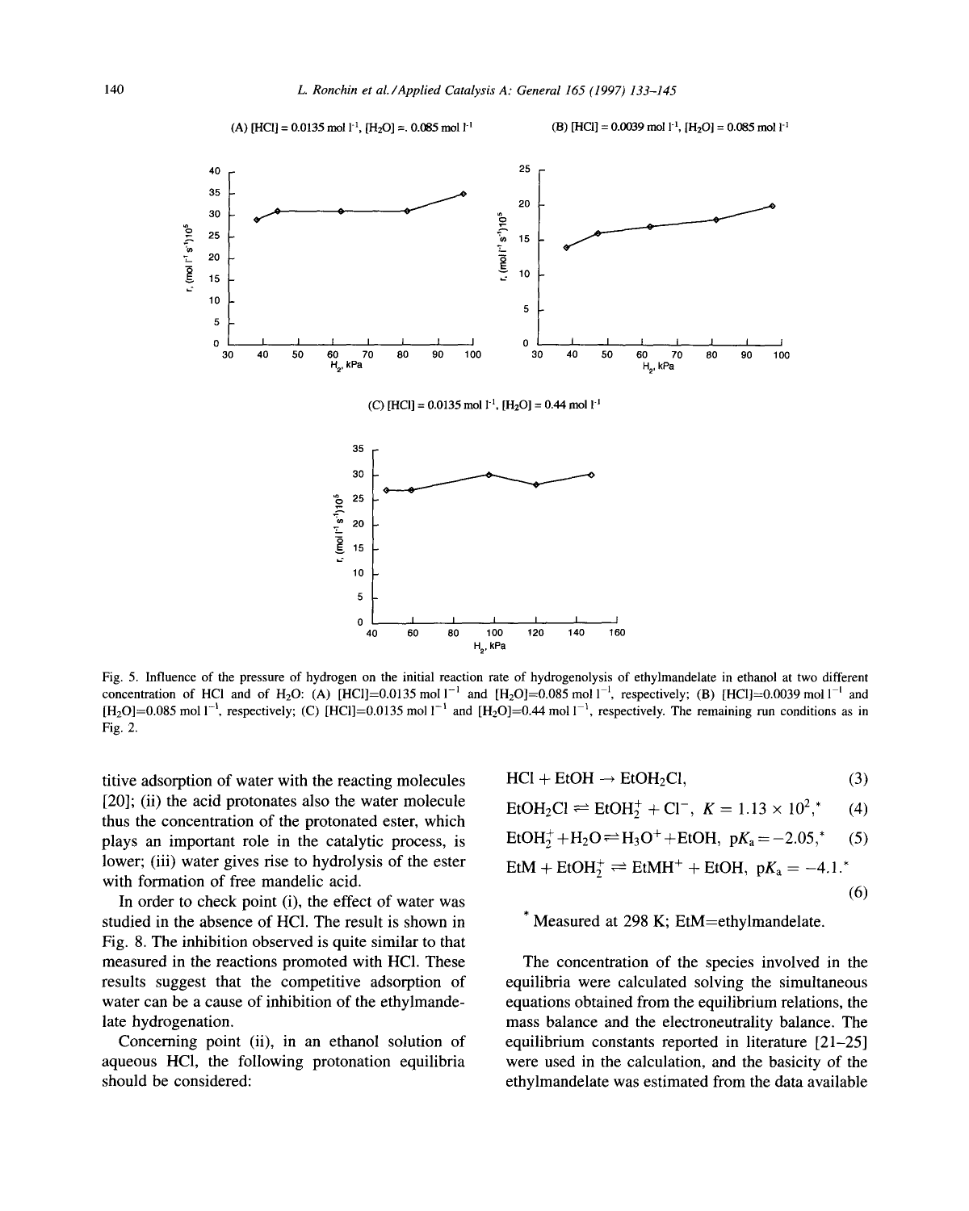Fig. 5. Influence of the pressure of hydrogen on the initial reaction rate of hydrogenolysis of ethylmandelate in ethanol at two different concentration of HCl and of $H_2O$: (A) [HCl]=0.0135 mol $l^{-1}$ and [$H_2O$]=0.085 mol $l^{-1}$, respectively; (B) [HCl]=0.0039 mol $l^{-1}$ and [$H_2O$]=0.085 mol $l^{-1}$, respectively; (C) [HCl]=0.0135 mol $l^{-1}$ and [$H_2O$]=0.44 mol $l^{-1}$, respectively. The remaining run conditions as in Fig. 2.

titive adsorption of water with the reacting molecules [20]; (ii) the acid protonates also the water molecule thus the concentration of the protonated ester, which plays an important role in the catalytic process, is lower; (iii) water gives rise to hydrolysis of the ester with formation of free mandelic acid.

In order to check point (i), the effect of water was studied in the absence of HCl. The result is shown in Fig. 8. The inhibition observed is quite similar to that measured in the reactions promoted with HCl. These results suggest that the competitive adsorption of water can be a cause of inhibition of the ethylmandelate hydrogenation.

Concerning point (ii), in an ethanol solution of aqueous HCl, the following protonation equilibria should be considered:

$$HCl + EtOH \rightarrow EtOH_2Cl, \quad (3)$$

$$EtOH_2Cl \rightleftharpoons EtOH_2^+ + Cl^-, \; K = 1.13 \times 10^2,^* \quad (4)$$

$$EtOH_2^+ + H_2O \rightleftharpoons H_3O^+ + EtOH, \; pK_a = -2.05,^* \quad (5)$$

$$EtM + EtOH_2^+ \rightleftharpoons EtMH^+ + EtOH, \; pK_a = -4.1.^* \quad (6)$$

* Measured at 298 K; EtM=ethylmandelate.

The concentration of the species involved in the equilibria were calculated solving the simultaneous equations obtained from the equilibrium relations, the mass balance and the electroneutrality balance. The equilibrium constants reported in literature [21–25] were used in the calculation, and the basicity of the ethylmandelate was estimated from the data available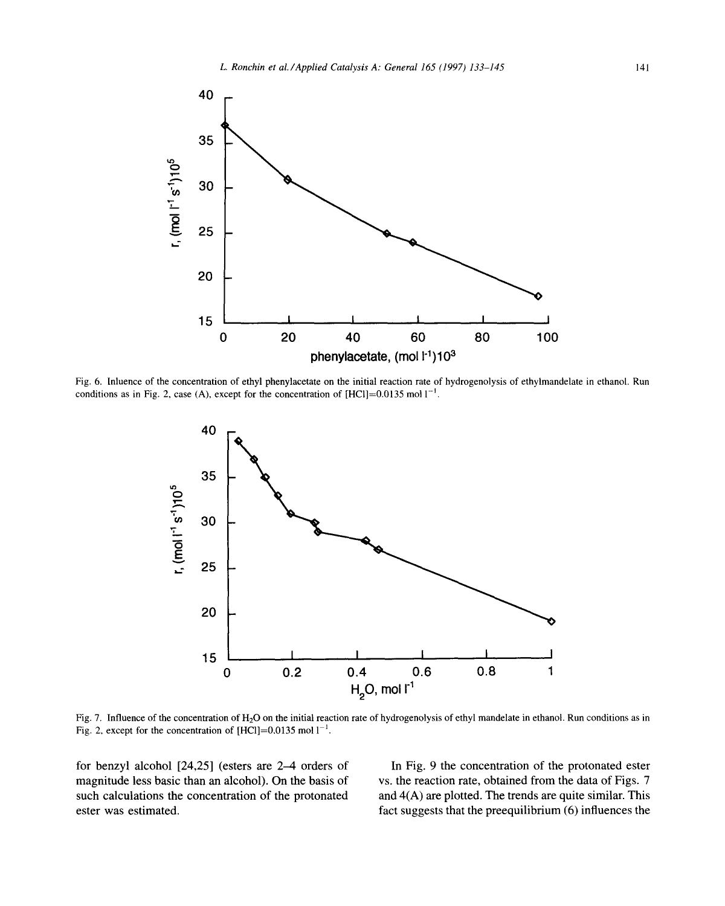Fig. 6. Inluence of the concentration of ethyl phenylacetate on the initial reaction rate of hydrogenolysis of ethylmandelate in ethanol. Run conditions as in Fig. 2, case (A), except for the concentration of [HCl]=0.0135 mol $l^{-1}$.

Fig. 7. Influence of the concentration of $H_2O$ on the initial reaction rate of hydrogenolysis of ethyl mandelate in ethanol. Run conditions as in Fig. 2, except for the concentration of [HCl]=0.0135 mol $l^{-1}$.

for benzyl alcohol [24,25] (esters are 2–4 orders of magnitude less basic than an alcohol). On the basis of such calculations the concentration of the protonated ester was estimated.

In Fig. 9 the concentration of the protonated ester vs. the reaction rate, obtained from the data of Figs. 7 and 4(A) are plotted. The trends are quite similar. This fact suggests that the preequilibrium (6) influences the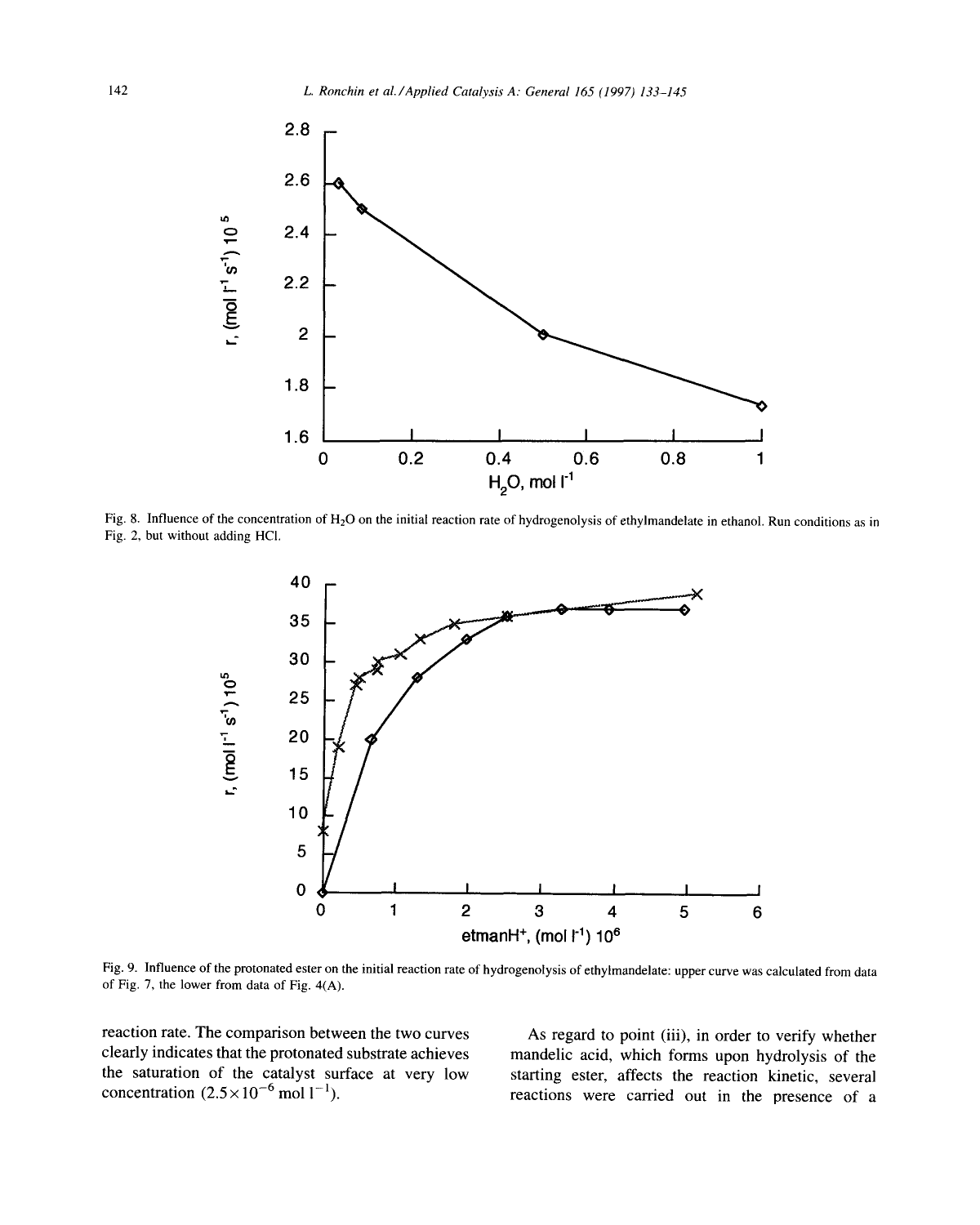Fig. 8. Influence of the concentration of $H_2O$ on the initial reaction rate of hydrogenolysis of ethylmandelate in ethanol. Run conditions as in Fig. 2, but without adding HCl.

Fig. 9. Influence of the protonated ester on the initial reaction rate of hydrogenolysis of ethylmandelate: upper curve was calculated from data of Fig. 7, the lower from data of Fig. 4(A).

reaction rate. The comparison between the two curves clearly indicates that the protonated substrate achieves the saturation of the catalyst surface at very low concentration ($2.5 \times 10^{-6}$ mol $l^{-1}$).

As regard to point (iii), in order to verify whether mandelic acid, which forms upon hydrolysis of the starting ester, affects the reaction kinetic, several reactions were carried out in the presence of a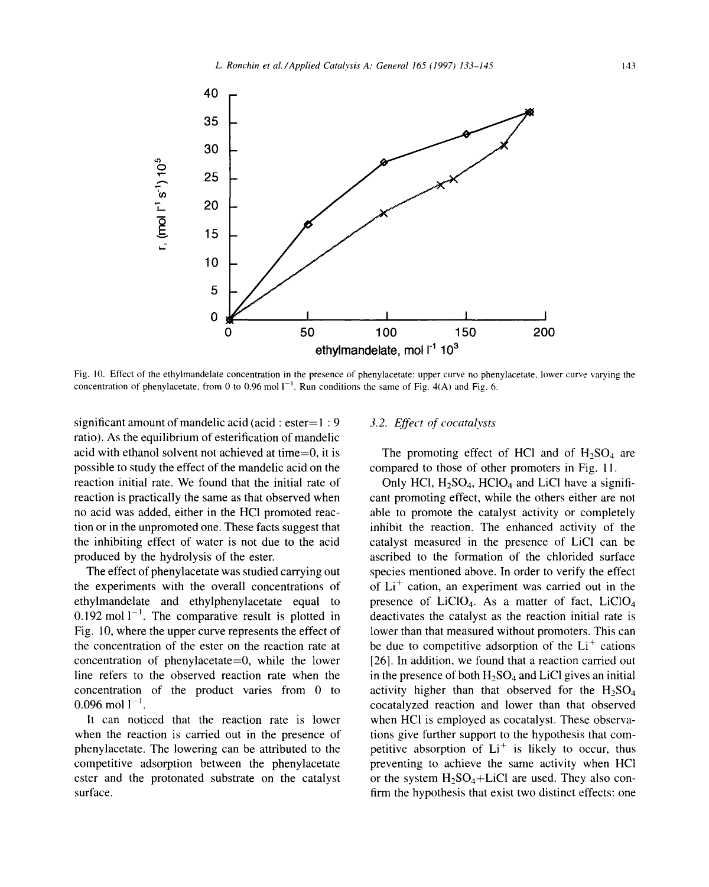Fig. 10. Effect of the ethylmandelate concentration in the presence of phenylacetate: upper curve no phenylacetate, lower curve varying the concentration of phenylacetate, from 0 to 0.96 mol $l^{-1}$. Run conditions the same of Fig. 4(A) and Fig. 6.

significant amount of mandelic acid (acid : ester=1 : 9 ratio). As the equilibrium of esterification of mandelic acid with ethanol solvent not achieved at time=0, it is possible to study the effect of the mandelic acid on the reaction initial rate. We found that the initial rate of reaction is practically the same as that observed when no acid was added, either in the HCl promoted reaction or in the unpromoted one. These facts suggest that the inhibiting effect of water is not due to the acid produced by the hydrolysis of the ester.

The effect of phenylacetate was studied carrying out the experiments with the overall concentrations of ethylmandelate and ethylphenylacetate equal to 0.192 mol $l^{-1}$. The comparative result is plotted in Fig. 10, where the upper curve represents the effect of the concentration of the ester on the reaction rate at concentration of phenylacetate=0, while the lower line refers to the observed reaction rate when the concentration of the product varies from 0 to 0.096 mol $l^{-1}$.

It can noticed that the reaction rate is lower when the reaction is carried out in the presence of phenylacetate. The lowering can be attributed to the competitive adsorption between the phenylacetate ester and the protonated substrate on the catalyst surface.

### *3.2. Effect of cocatalysts*

The promoting effect of HCl and of $H_2SO_4$ are compared to those of other promoters in Fig. 11.

Only HCl, $H_2SO_4$, $HClO_4$ and LiCl have a significant promoting effect, while the others either are not able to promote the catalyst activity or completely inhibit the reaction. The enhanced activity of the catalyst measured in the presence of LiCl can be ascribed to the formation of the chlorided surface species mentioned above. In order to verify the effect of $Li^+$ cation, an experiment was carried out in the presence of $LiClO_4$. As a matter of fact, $LiClO_4$ deactivates the catalyst as the reaction initial rate is lower than that measured without promoters. This can be due to competitive adsorption of the $Li^+$ cations [26]. In addition, we found that a reaction carried out in the presence of both $H_2SO_4$ and LiCl gives an initial activity higher than that observed for the $H_2SO_4$ cocatalyzed reaction and lower than that observed when HCl is employed as cocatalyst. These observations give further support to the hypothesis that competitive absorption of $Li^+$ is likely to occur, thus preventing to achieve the same activity when HCl or the system $H_2SO_4$+LiCl are used. They also confirm the hypothesis that exist two distinct effects: one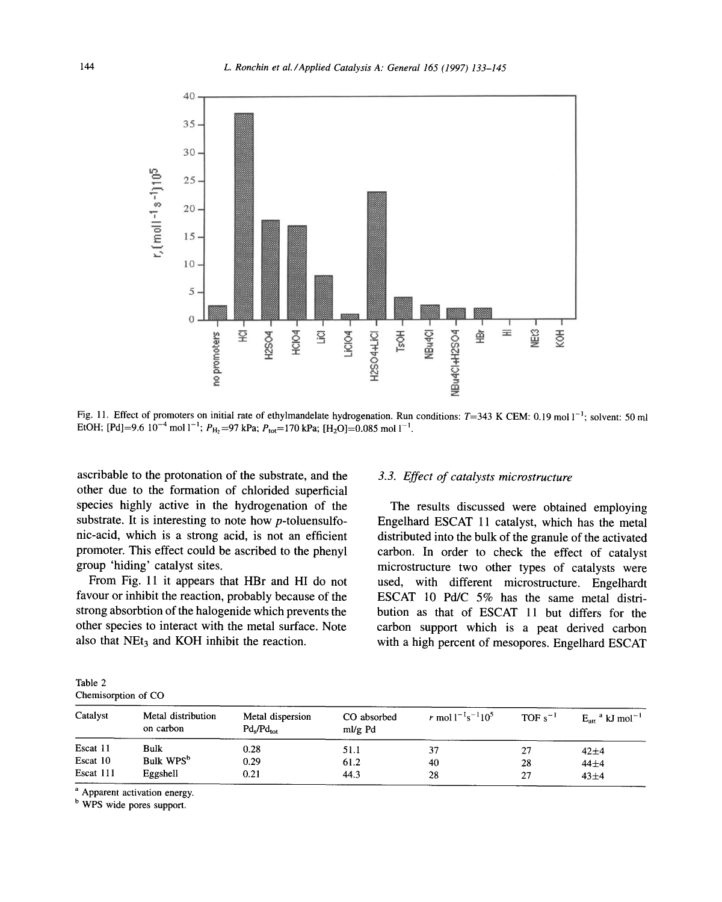Fig. 11. Effect of promoters on initial rate of ethylmandelate hydrogenation. Run conditions: $T$=343 K CEM: 0.19 mol l$^{-1}$; solvent: 50 ml EtOH; [Pd]=9.6 10$^{-4}$ mol l$^{-1}$; $P_{H_2}$=97 kPa; $P_{tot}$=170 kPa; [$H_2O$]=0.085 mol l$^{-1}$.

ascribable to the protonation of the substrate, and the other due to the formation of chlorided superficial species highly active in the hydrogenation of the substrate. It is interesting to note how *p*-toluensulfonic-acid, which is a strong acid, is not an efficient promoter. This effect could be ascribed to the phenyl group 'hiding' catalyst sites.

From Fig. 11 it appears that HBr and HI do not favour or inhibit the reaction, probably because of the strong absorbtion of the halogenide which prevents the other species to interact with the metal surface. Note also that $NEt_3$ and KOH inhibit the reaction.

### 3.3. Effect of catalysts microstructure

The results discussed were obtained employing Engelhard ESCAT 11 catalyst, which has the metal distributed into the bulk of the granule of the activated carbon. In order to check the effect of catalyst microstructure two other types of catalysts were used, with different microstructure. Engelhardt ESCAT 10 Pd/C 5% has the same metal distribution as that of ESCAT 11 but differs for the carbon support which is a peat derived carbon with a high percent of mesopores. Engelhard ESCAT

Table 2
Chemisorption of CO

| Catalyst | Metal distribution on carbon | Metal dispersion $Pd_s/Pd_{tot}$ | CO absorbed ml/g Pd | $r$ mol l$^{-1}$s$^{-1}$10$^5$ | TOF s$^{-1}$ | $E_{att}$ [a] kJ mol$^{-1}$ |
|---|---|---|---|---|---|---|
| Escat 11 | Bulk | 0.28 | 51.1 | 37 | 27 | 42±4 |
| Escat 10 | Bulk WPS[b] | 0.29 | 61.2 | 40 | 28 | 44±4 |
| Escat 111 | Eggshell | 0.21 | 44.3 | 28 | 27 | 43±4 |

[a] Apparent activation energy.
[b] WPS wide pores support.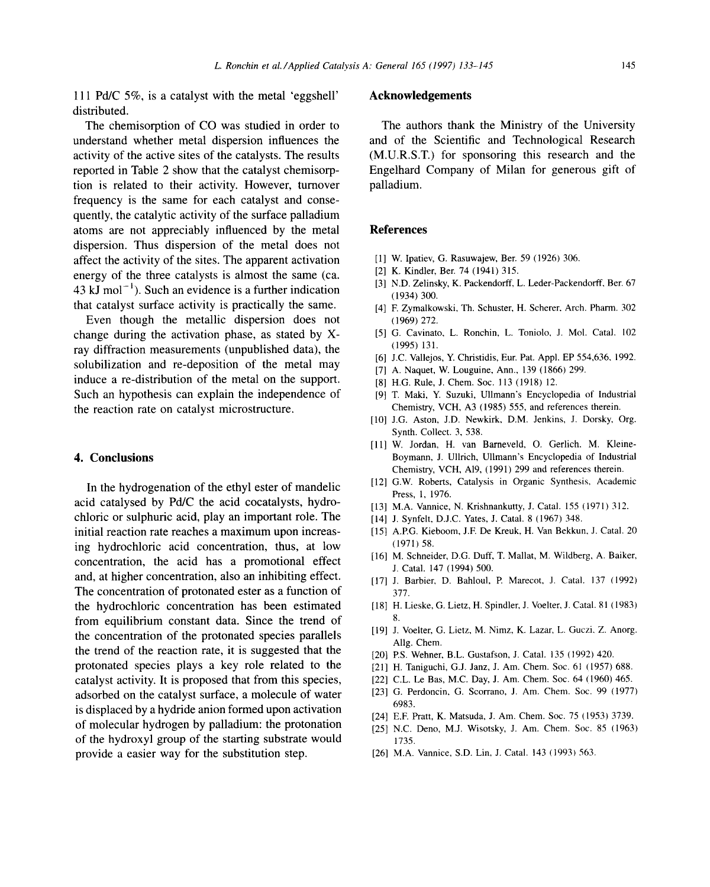111 Pd/C 5%, is a catalyst with the metal 'eggshell' distributed.

The chemisorption of CO was studied in order to understand whether metal dispersion influences the activity of the active sites of the catalysts. The results reported in Table 2 show that the catalyst chemisorption is related to their activity. However, turnover frequency is the same for each catalyst and consequently, the catalytic activity of the surface palladium atoms are not appreciably influenced by the metal dispersion. Thus dispersion of the metal does not affect the activity of the sites. The apparent activation energy of the three catalysts is almost the same (ca. 43 kJ $mol^{-1}$). Such an evidence is a further indication that catalyst surface activity is practically the same.

Even though the metallic dispersion does not change during the activation phase, as stated by X-ray diffraction measurements (unpublished data), the solubilization and re-deposition of the metal may induce a re-distribution of the metal on the support. Such an hypothesis can explain the independence of the reaction rate on catalyst microstructure.

## 4. Conclusions

In the hydrogenation of the ethyl ester of mandelic acid catalysed by Pd/C the acid cocatalysts, hydrochloric or sulphuric acid, play an important role. The initial reaction rate reaches a maximum upon increasing hydrochloric acid concentration, thus, at low concentration, the acid has a promotional effect and, at higher concentration, also an inhibiting effect. The concentration of protonated ester as a function of the hydrochloric concentration has been estimated from equilibrium constant data. Since the trend of the concentration of the protonated species parallels the trend of the reaction rate, it is suggested that the protonated species plays a key role related to the catalyst activity. It is proposed that from this species, adsorbed on the catalyst surface, a molecule of water is displaced by a hydride anion formed upon activation of molecular hydrogen by palladium: the protonation of the hydroxyl group of the starting substrate would provide a easier way for the substitution step.

## Acknowledgements

The authors thank the Ministry of the University and of the Scientific and Technological Research (M.U.R.S.T.) for sponsoring this research and the Engelhard Company of Milan for generous gift of palladium.

## References

[1] W. Ipatiev, G. Rasuwajew, Ber. 59 (1926) 306.
[2] K. Kindler, Ber. 74 (1941) 315.
[3] N.D. Zelinsky, K. Packendorff, L. Leder-Packendorff, Ber. 67 (1934) 300.
[4] F. Zymalkowski, Th. Schuster, H. Scherer, Arch. Pharm. 302 (1969) 272.
[5] G. Cavinato, L. Ronchin, L. Toniolo, J. Mol. Catal. 102 (1995) 131.
[6] J.C. Vallejos, Y. Christidis, Eur. Pat. Appl. EP 554,636, 1992.
[7] A. Naquet, W. Louguine, Ann., 139 (1866) 299.
[8] H.G. Rule, J. Chem. Soc. 113 (1918) 12.
[9] T. Maki, Y. Suzuki, Ullmann's Encyclopedia of Industrial Chemistry, VCH, A3 (1985) 555, and references therein.
[10] J.G. Aston, J.D. Newkirk, D.M. Jenkins, J. Dorsky, Org. Synth. Collect. 3, 538.
[11] W. Jordan, H. van Barneveld, O. Gerlich, M. Kleine-Boymann, J. Ullrich, Ullmann's Encyclopedia of Industrial Chemistry, VCH, A19, (1991) 299 and references therein.
[12] G.W. Roberts, Catalysis in Organic Synthesis, Academic Press, 1, 1976.
[13] M.A. Vannice, N. Krishnankutty, J. Catal. 155 (1971) 312.
[14] J. Synfelt, D.J.C. Yates, J. Catal. 8 (1967) 348.
[15] A.P.G. Kieboom, J.F. De Kreuk, H. Van Bekkun, J. Catal. 20 (1971) 58.
[16] M. Schneider, D.G. Duff, T. Mallat, M. Wildberg, A. Baiker, J. Catal. 147 (1994) 500.
[17] J. Barbier, D. Bahloul, P. Marecot, J. Catal. 137 (1992) 377.
[18] H. Lieske, G. Lietz, H. Spindler, J. Voelter, J. Catal. 81 (1983) 8.
[19] J. Voelter, G. Lietz, M. Nimz, K. Lazar, L. Guczi, Z. Anorg. Allg. Chem.
[20] P.S. Wehner, B.L. Gustafson, J. Catal. 135 (1992) 420.
[21] H. Taniguchi, G.J. Janz, J. Am. Chem. Soc. 61 (1957) 688.
[22] C.L. Le Bas, M.C. Day, J. Am. Chem. Soc. 64 (1960) 465.
[23] G. Perdoncin, G. Scorrano, J. Am. Chem. Soc. 99 (1977) 6983.
[24] E.F. Pratt, K. Matsuda, J. Am. Chem. Soc. 75 (1953) 3739.
[25] N.C. Deno, M.J. Wisotsky, J. Am. Chem. Soc. 85 (1963) 1735.
[26] M.A. Vannice, S.D. Lin, J. Catal. 143 (1993) 563.